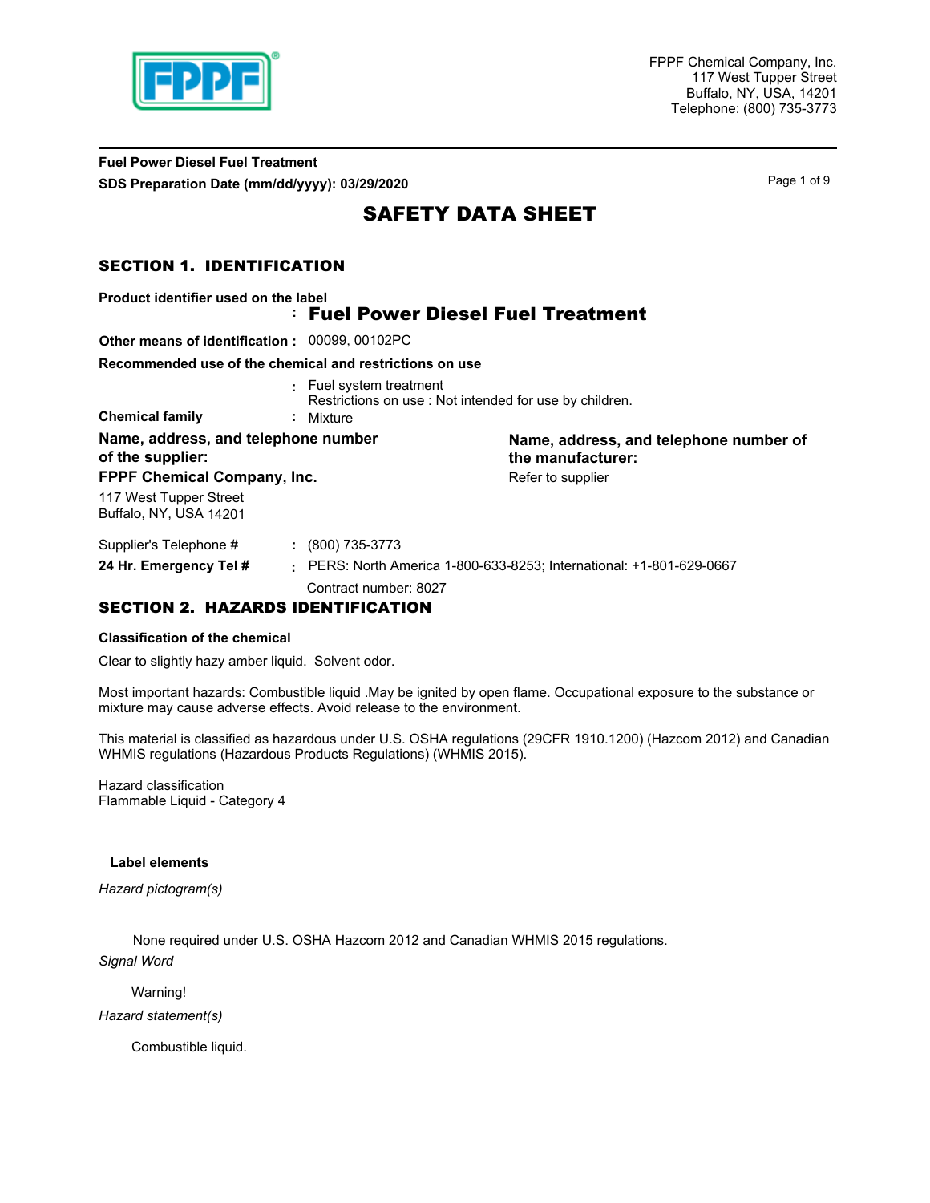FPPF Chemical Company, Inc.
117 West Tupper Street
Buffalo, NY, USA, 14201
Telephone: (800) 735-3773

**Fuel Power Diesel Fuel Treatment**
**SDS Preparation Date (mm/dd/yyyy): 03/29/2020**

# SAFETY DATA SHEET

## SECTION 1. IDENTIFICATION

**Product identifier used on the label** : **Fuel Power Diesel Fuel Treatment**

**Other means of identification** : 00099, 00102PC

**Recommended use of the chemical and restrictions on use**

: Fuel system treatment
Restrictions on use : Not intended for use by children.

**Chemical family** : Mixture

**Name, address, and telephone number of the supplier:**
**FPPF Chemical Company, Inc.**
117 West Tupper Street
Buffalo, NY, USA 14201

**Name, address, and telephone number of the manufacturer:**
Refer to supplier

Supplier's Telephone # : (800) 735-3773

**24 Hr. Emergency Tel #** : PERS: North America 1-800-633-8253; International: +1-801-629-0667
Contract number: 8027

## SECTION 2. HAZARDS IDENTIFICATION

**Classification of the chemical**

Clear to slightly hazy amber liquid. Solvent odor.

Most important hazards: Combustible liquid .May be ignited by open flame. Occupational exposure to the substance or mixture may cause adverse effects. Avoid release to the environment.

This material is classified as hazardous under U.S. OSHA regulations (29CFR 1910.1200) (Hazcom 2012) and Canadian WHMIS regulations (Hazardous Products Regulations) (WHMIS 2015).

Hazard classification
Flammable Liquid - Category 4

**Label elements**

*Hazard pictogram(s)*

None required under U.S. OSHA Hazcom 2012 and Canadian WHMIS 2015 regulations.

*Signal Word*

Warning!

*Hazard statement(s)*

Combustible liquid.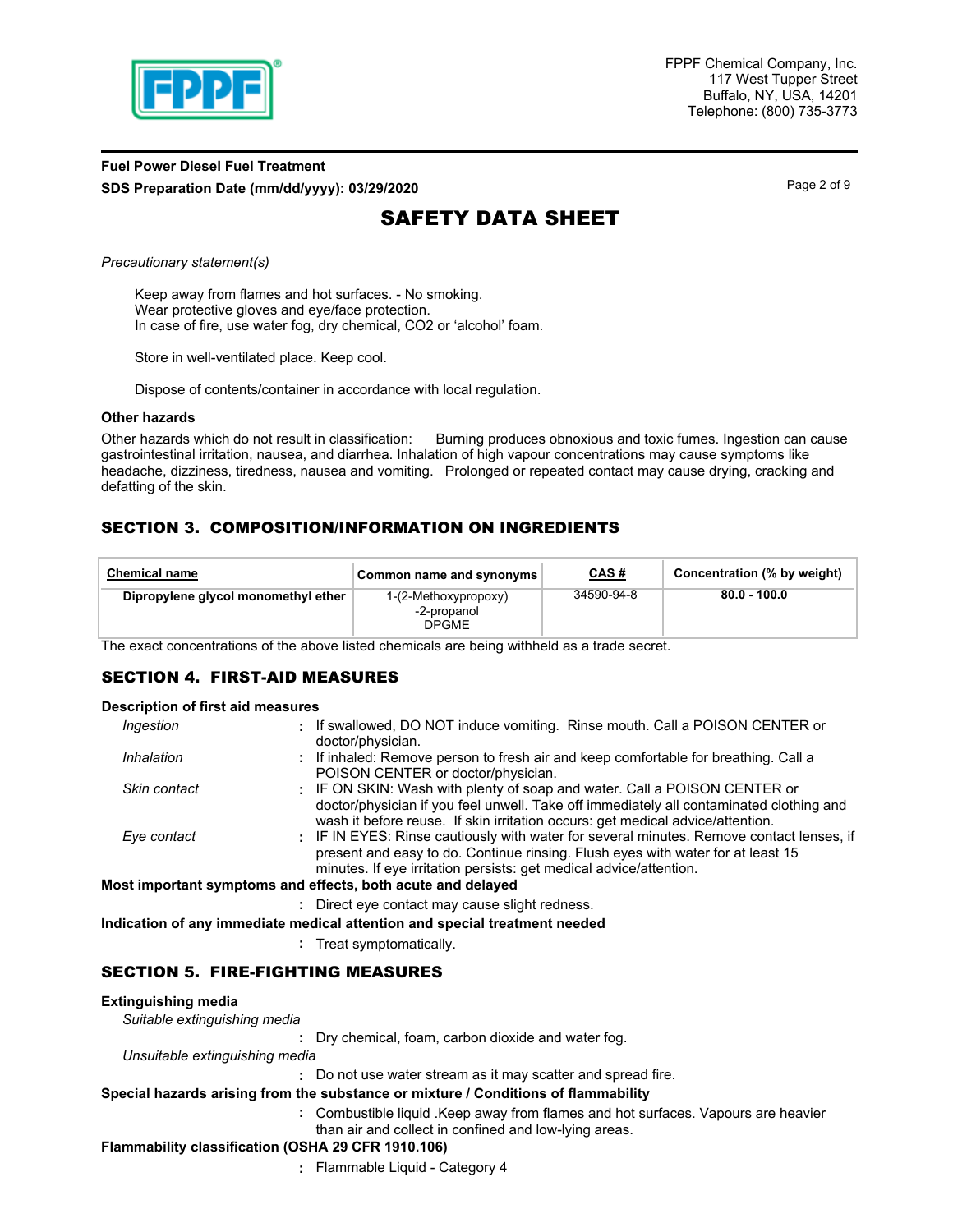*Precautionary statement(s)*

Keep away from flames and hot surfaces. - No smoking.
Wear protective gloves and eye/face protection.
In case of fire, use water fog, dry chemical, CO2 or 'alcohol' foam.

Store in well-ventilated place. Keep cool.

Dispose of contents/container in accordance with local regulation.

**Other hazards**

Other hazards which do not result in classification: Burning produces obnoxious and toxic fumes. Ingestion can cause gastrointestinal irritation, nausea, and diarrhea. Inhalation of high vapour concentrations may cause symptoms like headache, dizziness, tiredness, nausea and vomiting. Prolonged or repeated contact may cause drying, cracking and defatting of the skin.

## SECTION 3. COMPOSITION/INFORMATION ON INGREDIENTS

| Chemical name | Common name and synonyms | CAS # | Concentration (% by weight) |
|---|---|---|---|
| **Dipropylene glycol monomethyl ether** | 1-(2-Methoxypropoxy) -2-propanol DPGME | 34590-94-8 | **80.0 - 100.0** |

The exact concentrations of the above listed chemicals are being withheld as a trade secret.

## SECTION 4. FIRST-AID MEASURES

**Description of first aid measures**

*Ingestion* : If swallowed, DO NOT induce vomiting. Rinse mouth. Call a POISON CENTER or doctor/physician.

*Inhalation* : If inhaled: Remove person to fresh air and keep comfortable for breathing. Call a POISON CENTER or doctor/physician.

*Skin contact* : IF ON SKIN: Wash with plenty of soap and water. Call a POISON CENTER or doctor/physician if you feel unwell. Take off immediately all contaminated clothing and wash it before reuse. If skin irritation occurs: get medical advice/attention.

*Eye contact* : IF IN EYES: Rinse cautiously with water for several minutes. Remove contact lenses, if present and easy to do. Continue rinsing. Flush eyes with water for at least 15 minutes. If eye irritation persists: get medical advice/attention.

**Most important symptoms and effects, both acute and delayed**

: Direct eye contact may cause slight redness.

**Indication of any immediate medical attention and special treatment needed**

: Treat symptomatically.

## SECTION 5. FIRE-FIGHTING MEASURES

**Extinguishing media**

*Suitable extinguishing media*

: Dry chemical, foam, carbon dioxide and water fog.

*Unsuitable extinguishing media*

: Do not use water stream as it may scatter and spread fire.

**Special hazards arising from the substance or mixture / Conditions of flammability**

: Combustible liquid .Keep away from flames and hot surfaces. Vapours are heavier than air and collect in confined and low-lying areas.

**Flammability classification (OSHA 29 CFR 1910.106)**

: Flammable Liquid - Category 4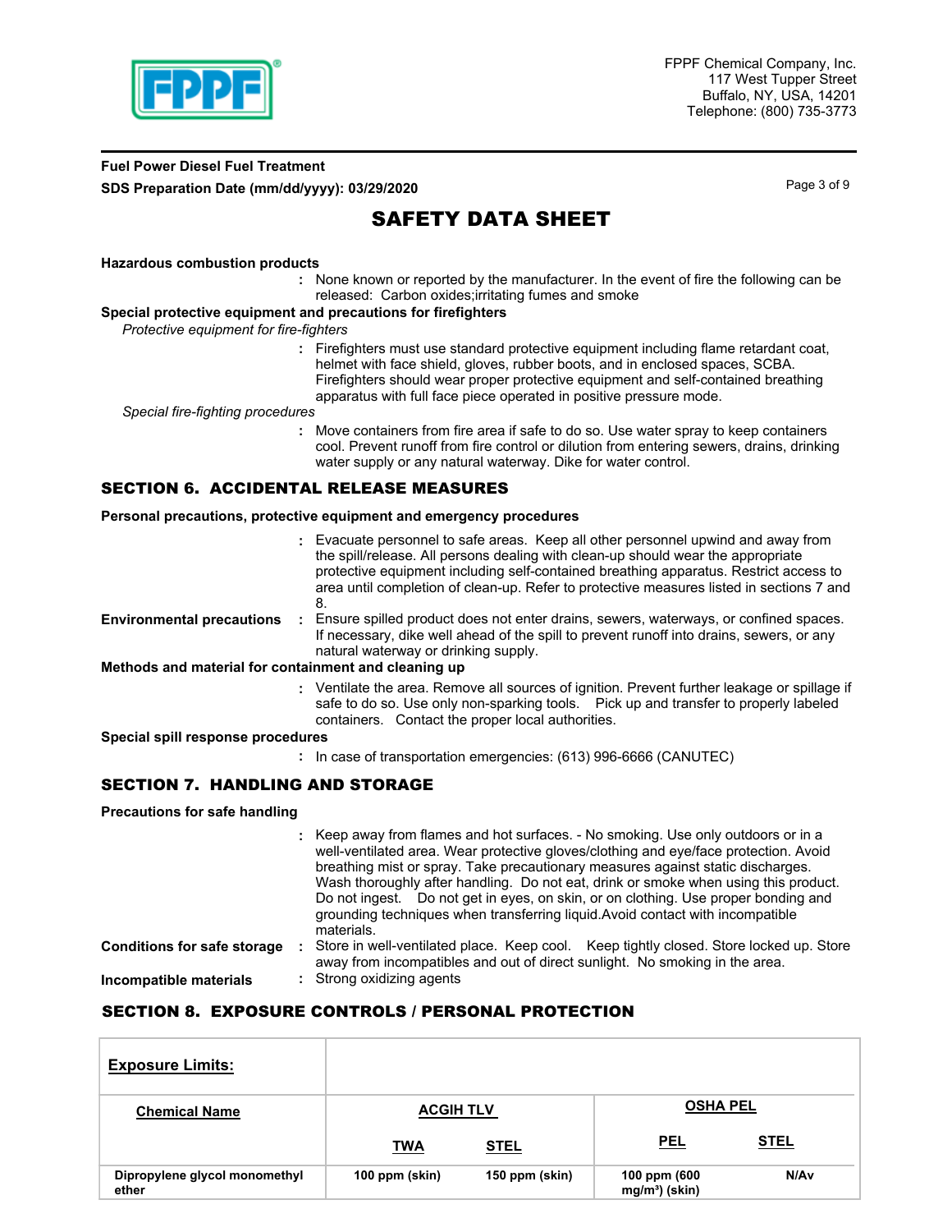**Hazardous combustion products**

: None known or reported by the manufacturer. In the event of fire the following can be released: Carbon oxides;irritating fumes and smoke

**Special protective equipment and precautions for firefighters**

*Protective equipment for fire-fighters*

: Firefighters must use standard protective equipment including flame retardant coat, helmet with face shield, gloves, rubber boots, and in enclosed spaces, SCBA. Firefighters should wear proper protective equipment and self-contained breathing apparatus with full face piece operated in positive pressure mode.

*Special fire-fighting procedures*

: Move containers from fire area if safe to do so. Use water spray to keep containers cool. Prevent runoff from fire control or dilution from entering sewers, drains, drinking water supply or any natural waterway. Dike for water control.

## SECTION 6. ACCIDENTAL RELEASE MEASURES

**Personal precautions, protective equipment and emergency procedures**

: Evacuate personnel to safe areas. Keep all other personnel upwind and away from the spill/release. All persons dealing with clean-up should wear the appropriate protective equipment including self-contained breathing apparatus. Restrict access to area until completion of clean-up. Refer to protective measures listed in sections 7 and 8.

**Environmental precautions** : Ensure spilled product does not enter drains, sewers, waterways, or confined spaces. If necessary, dike well ahead of the spill to prevent runoff into drains, sewers, or any natural waterway or drinking supply.

**Methods and material for containment and cleaning up**

: Ventilate the area. Remove all sources of ignition. Prevent further leakage or spillage if safe to do so. Use only non-sparking tools. Pick up and transfer to properly labeled containers. Contact the proper local authorities.

**Special spill response procedures**

: In case of transportation emergencies: (613) 996-6666 (CANUTEC)

## SECTION 7. HANDLING AND STORAGE

**Precautions for safe handling**

: Keep away from flames and hot surfaces. - No smoking. Use only outdoors or in a well-ventilated area. Wear protective gloves/clothing and eye/face protection. Avoid breathing mist or spray. Take precautionary measures against static discharges. Wash thoroughly after handling. Do not eat, drink or smoke when using this product. Do not ingest. Do not get in eyes, on skin, or on clothing. Use proper bonding and grounding techniques when transferring liquid.Avoid contact with incompatible materials.

**Conditions for safe storage** : Store in well-ventilated place. Keep cool. Keep tightly closed. Store locked up. Store away from incompatibles and out of direct sunlight. No smoking in the area.

**Incompatible materials** : Strong oxidizing agents

## SECTION 8. EXPOSURE CONTROLS / PERSONAL PROTECTION

| **Exposure Limits:** | | | | |
|---|---|---|---|---|
| **Chemical Name** | **ACGIH TLV** | | **OSHA PEL** | |
| | **TWA** | **STEL** | **PEL** | **STEL** |
| Dipropylene glycol monomethyl ether | 100 ppm (skin) | 150 ppm (skin) | 100 ppm (600 mg/m³) (skin) | N/Av |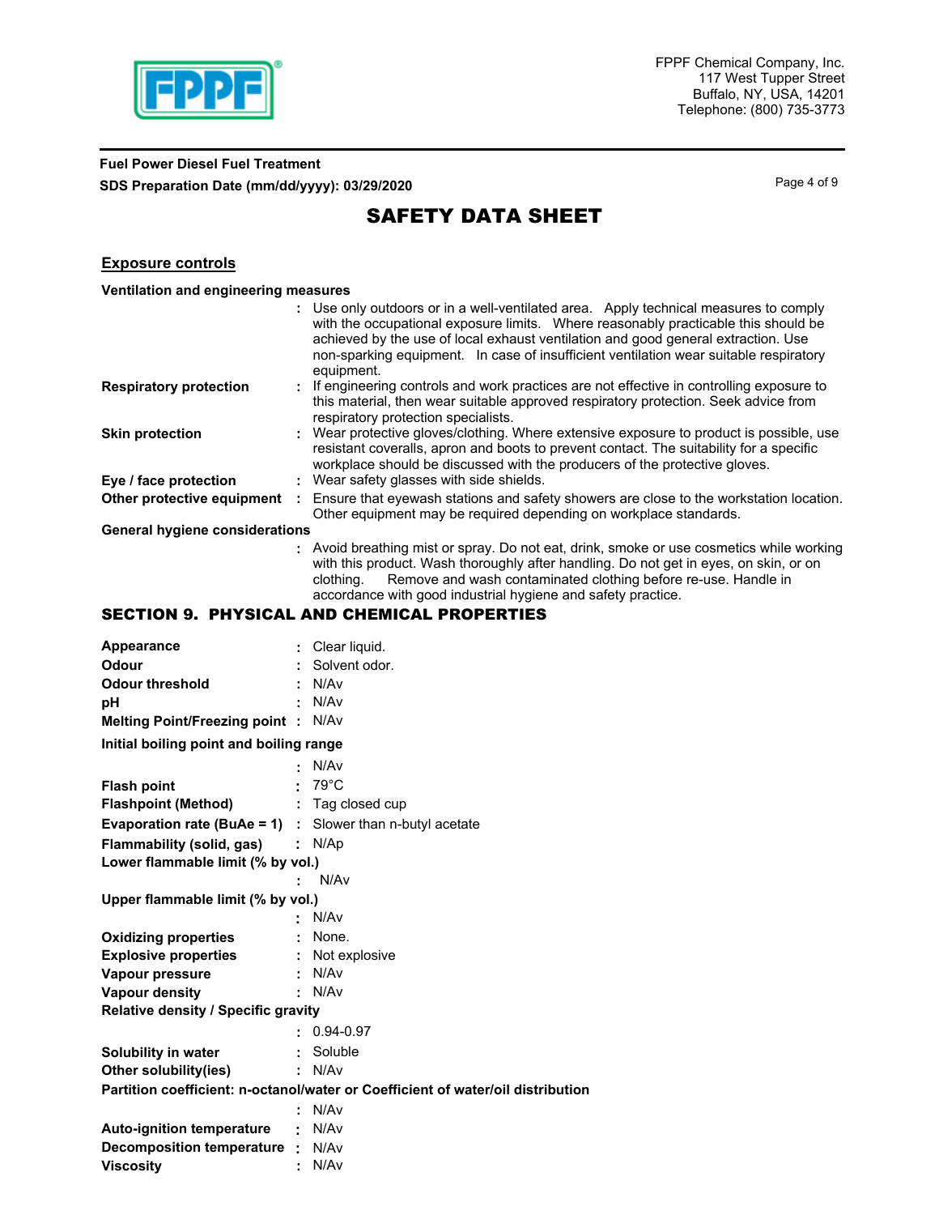## Exposure controls

**Ventilation and engineering measures**

: Use only outdoors or in a well-ventilated area. Apply technical measures to comply with the occupational exposure limits. Where reasonably practicable this should be achieved by the use of local exhaust ventilation and good general extraction. Use non-sparking equipment. In case of insufficient ventilation wear suitable respiratory equipment.

**Respiratory protection** : If engineering controls and work practices are not effective in controlling exposure to this material, then wear suitable approved respiratory protection. Seek advice from respiratory protection specialists.

**Skin protection** : Wear protective gloves/clothing. Where extensive exposure to product is possible, use resistant coveralls, apron and boots to prevent contact. The suitability for a specific workplace should be discussed with the producers of the protective gloves.

**Eye / face protection** : Wear safety glasses with side shields.

**Other protective equipment** : Ensure that eyewash stations and safety showers are close to the workstation location. Other equipment may be required depending on workplace standards.

**General hygiene considerations**

: Avoid breathing mist or spray. Do not eat, drink, smoke or use cosmetics while working with this product. Wash thoroughly after handling. Do not get in eyes, on skin, or on clothing. Remove and wash contaminated clothing before re-use. Handle in accordance with good industrial hygiene and safety practice.

## SECTION 9. PHYSICAL AND CHEMICAL PROPERTIES

**Appearance** : Clear liquid.

**Odour** : Solvent odor.

**Odour threshold** : N/Av

**pH** : N/Av

**Melting Point/Freezing point** : N/Av

**Initial boiling point and boiling range**

: N/Av

**Flash point** : 79°C

**Flashpoint (Method)** : Tag closed cup

**Evaporation rate (BuAe = 1)** : Slower than n-butyl acetate

**Flammability (solid, gas)** : N/Ap

**Lower flammable limit (% by vol.)**

: N/Av

**Upper flammable limit (% by vol.)**

: N/Av

**Oxidizing properties** : None.

**Explosive properties** : Not explosive

**Vapour pressure** : N/Av

**Vapour density** : N/Av

**Relative density / Specific gravity**

: 0.94-0.97

**Solubility in water** : Soluble

**Other solubility(ies)** : N/Av

**Partition coefficient: n-octanol/water or Coefficient of water/oil distribution**

: N/Av

**Auto-ignition temperature** : N/Av

**Decomposition temperature** : N/Av

**Viscosity** : N/Av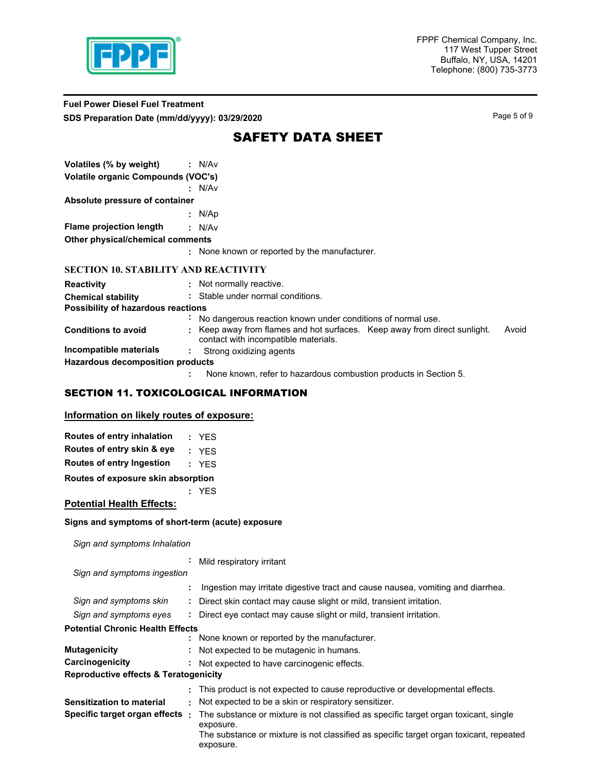**Volatiles (% by weight)** : N/Av

**Volatile organic Compounds (VOC's)** : N/Av

**Absolute pressure of container** : N/Ap

**Flame projection length** : N/Av

**Other physical/chemical comments** : None known or reported by the manufacturer.

## SECTION 10. STABILITY AND REACTIVITY

**Reactivity** : Not normally reactive.

**Chemical stability** : Stable under normal conditions.

**Possibility of hazardous reactions** : No dangerous reaction known under conditions of normal use.

**Conditions to avoid** : Keep away from flames and hot surfaces. Keep away from direct sunlight. Avoid contact with incompatible materials.

**Incompatible materials** : Strong oxidizing agents

**Hazardous decomposition products** : None known, refer to hazardous combustion products in Section 5.

## SECTION 11. TOXICOLOGICAL INFORMATION

### Information on likely routes of exposure:

**Routes of entry inhalation** : YES

**Routes of entry skin & eye** : YES

**Routes of entry Ingestion** : YES

**Routes of exposure skin absorption** : YES

### Potential Health Effects:

**Signs and symptoms of short-term (acute) exposure**

*Sign and symptoms Inhalation* : Mild respiratory irritant

*Sign and symptoms ingestion* : Ingestion may irritate digestive tract and cause nausea, vomiting and diarrhea.

*Sign and symptoms skin* : Direct skin contact may cause slight or mild, transient irritation.

*Sign and symptoms eyes* : Direct eye contact may cause slight or mild, transient irritation.

**Potential Chronic Health Effects** : None known or reported by the manufacturer.

**Mutagenicity** : Not expected to be mutagenic in humans.

**Carcinogenicity** : Not expected to have carcinogenic effects.

**Reproductive effects & Teratogenicity** : This product is not expected to cause reproductive or developmental effects.

**Sensitization to material** : Not expected to be a skin or respiratory sensitizer.

**Specific target organ effects** : The substance or mixture is not classified as specific target organ toxicant, single exposure.
The substance or mixture is not classified as specific target organ toxicant, repeated exposure.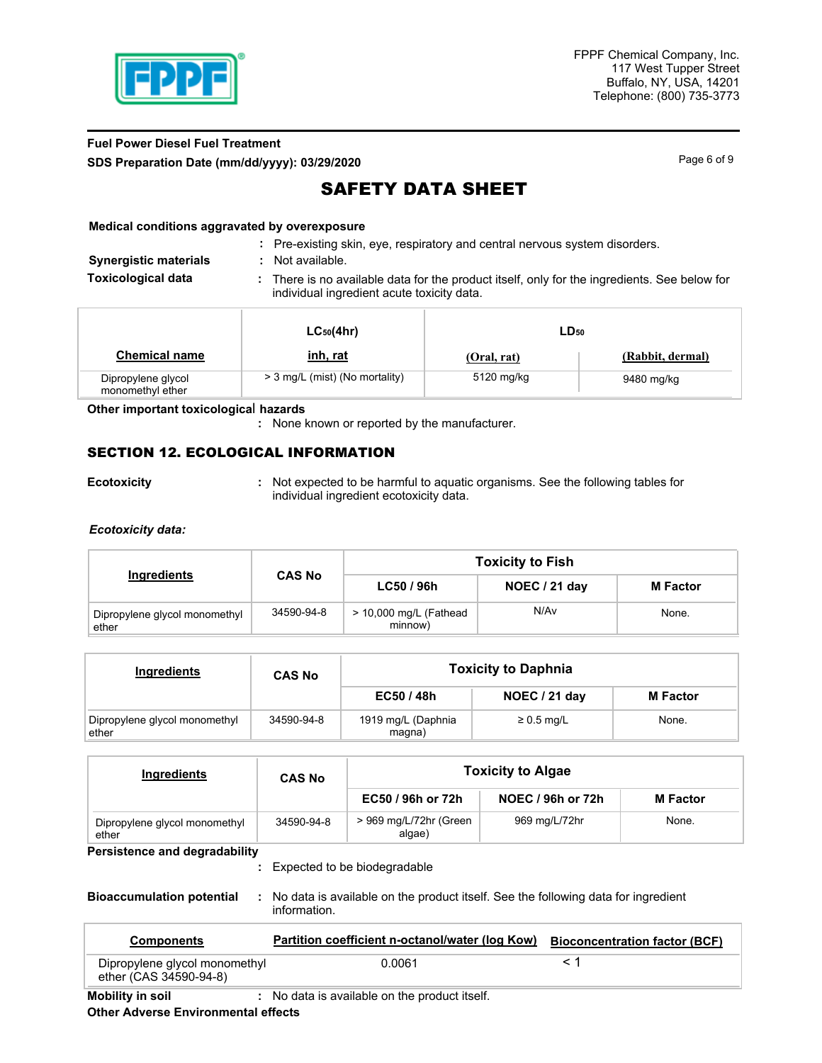**Fuel Power Diesel Fuel Treatment**

**SDS Preparation Date (mm/dd/yyyy): 03/29/2020**

# SAFETY DATA SHEET

**Medical conditions aggravated by overexposure**

: Pre-existing skin, eye, respiratory and central nervous system disorders.

**Synergistic materials** : Not available.

**Toxicological data** : There is no available data for the product itself, only for the ingredients. See below for individual ingredient acute toxicity data.

| Chemical name | $LC_{50}$(4hr) inh, rat | $LD_{50}$ (Oral, rat) | $LD_{50}$ (Rabbit, dermal) |
|---|---|---|---|
| Dipropylene glycol monomethyl ether | > 3 mg/L (mist) (No mortality) | 5120 mg/kg | 9480 mg/kg |

**Other important toxicological hazards**

: None known or reported by the manufacturer.

## SECTION 12. ECOLOGICAL INFORMATION

**Ecotoxicity** : Not expected to be harmful to aquatic organisms. See the following tables for individual ingredient ecotoxicity data.

***Ecotoxicity data:***

| Ingredients | CAS No | Toxicity to Fish | | |
|---|---|---|---|---|
| | | LC50 / 96h | NOEC / 21 day | M Factor |
| Dipropylene glycol monomethyl ether | 34590-94-8 | > 10,000 mg/L (Fathead minnow) | N/Av | None. |

| Ingredients | CAS No | Toxicity to Daphnia | | |
|---|---|---|---|---|
| | | EC50 / 48h | NOEC / 21 day | M Factor |
| Dipropylene glycol monomethyl ether | 34590-94-8 | 1919 mg/L (Daphnia magna) | ≥ 0.5 mg/L | None. |

| Ingredients | CAS No | Toxicity to Algae | | |
|---|---|---|---|---|
| | | EC50 / 96h or 72h | NOEC / 96h or 72h | M Factor |
| Dipropylene glycol monomethyl ether | 34590-94-8 | > 969 mg/L/72hr (Green algae) | 969 mg/L/72hr | None. |

**Persistence and degradability**

: Expected to be biodegradable

**Bioaccumulation potential** : No data is available on the product itself. See the following data for ingredient information.

| Components | Partition coefficient n-octanol/water (log Kow) | Bioconcentration factor (BCF) |
|---|---|---|
| Dipropylene glycol monomethyl ether (CAS 34590-94-8) | 0.0061 | < 1 |

**Mobility in soil** : No data is available on the product itself.

**Other Adverse Environmental effects**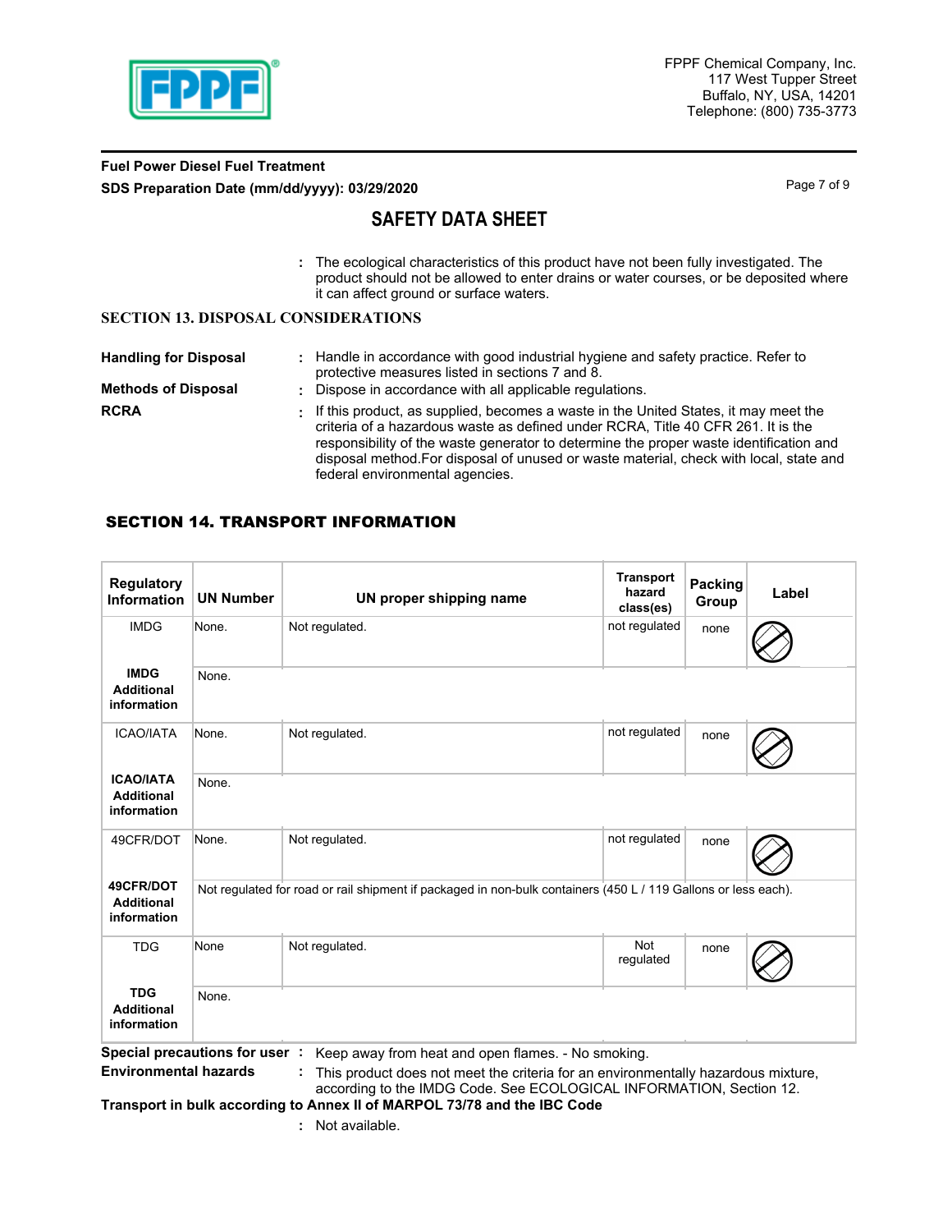: The ecological characteristics of this product have not been fully investigated. The product should not be allowed to enter drains or water courses, or be deposited where it can affect ground or surface waters.

## SECTION 13. DISPOSAL CONSIDERATIONS

**Handling for Disposal** : Handle in accordance with good industrial hygiene and safety practice. Refer to protective measures listed in sections 7 and 8.

**Methods of Disposal** : Dispose in accordance with all applicable regulations.

**RCRA** : If this product, as supplied, becomes a waste in the United States, it may meet the criteria of a hazardous waste as defined under RCRA, Title 40 CFR 261. It is the responsibility of the waste generator to determine the proper waste identification and disposal method.For disposal of unused or waste material, check with local, state and federal environmental agencies.

## SECTION 14. TRANSPORT INFORMATION

| Regulatory Information | UN Number | UN proper shipping name | Transport hazard class(es) | Packing Group | Label |
|---|---|---|---|---|---|
| IMDG | None. | Not regulated. | not regulated | none | ⊘ |
| IMDG Additional information | None. | | | | |
| ICAO/IATA | None. | Not regulated. | not regulated | none | ⊘ |
| ICAO/IATA Additional information | None. | | | | |
| 49CFR/DOT | None. | Not regulated. | not regulated | none | ⊘ |
| 49CFR/DOT Additional information | Not regulated for road or rail shipment if packaged in non-bulk containers (450 L / 119 Gallons or less each). | | | | |
| TDG | None | Not regulated. | Not regulated | none | ⊘ |
| TDG Additional information | None. | | | | |

**Special precautions for user** : Keep away from heat and open flames. - No smoking.

**Environmental hazards** : This product does not meet the criteria for an environmentally hazardous mixture, according to the IMDG Code. See ECOLOGICAL INFORMATION, Section 12.

**Transport in bulk according to Annex II of MARPOL 73/78 and the IBC Code**

: Not available.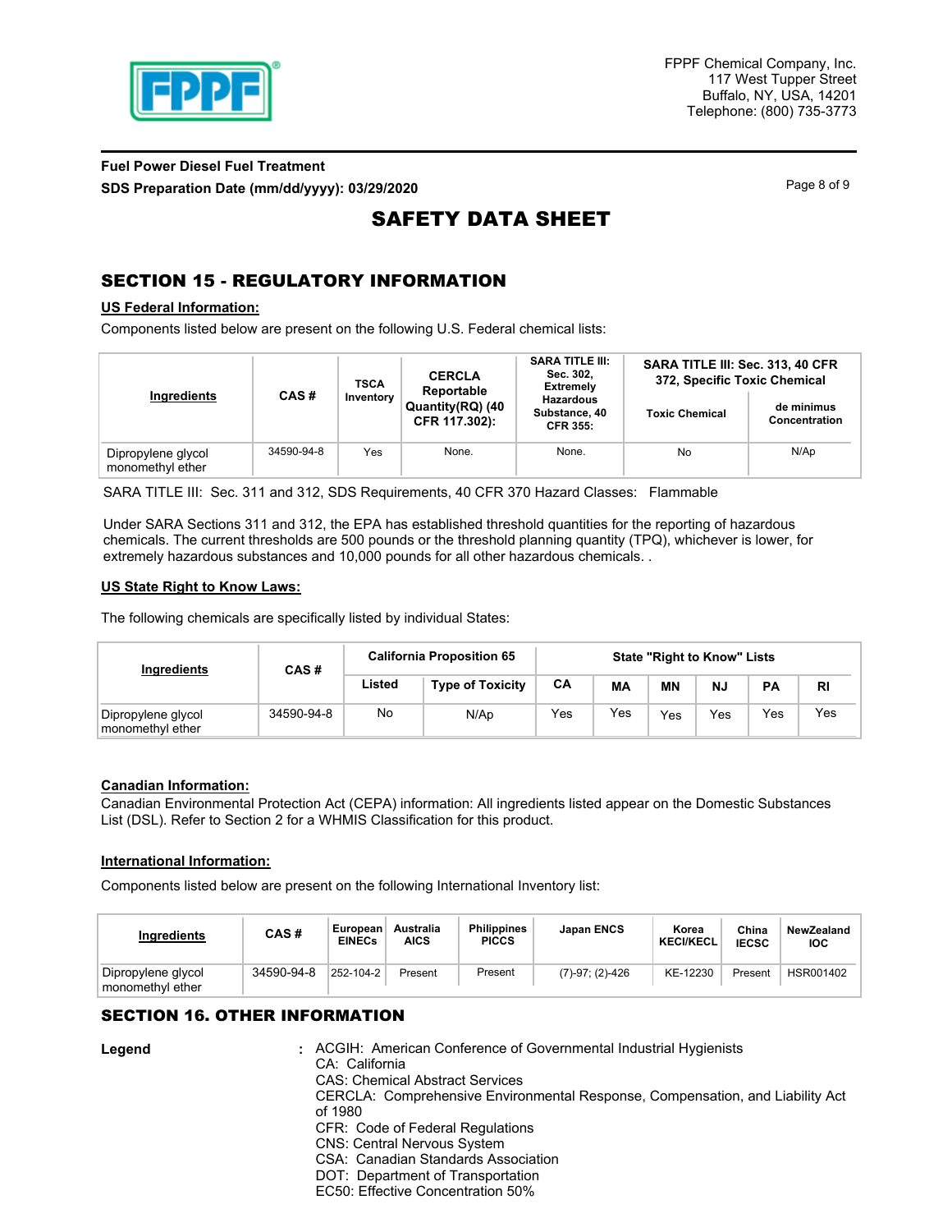Fuel Power Diesel Fuel Treatment
SDS Preparation Date (mm/dd/yyyy): 03/29/2020

# SAFETY DATA SHEET

## SECTION 15 - REGULATORY INFORMATION

### US Federal Information:

Components listed below are present on the following U.S. Federal chemical lists:

| Ingredients | CAS # | TSCA Inventory | CERCLA Reportable Quantity(RQ) (40 CFR 117.302): | SARA TITLE III: Sec. 302, Extremely Hazardous Substance, 40 CFR 355: | SARA TITLE III: Sec. 313, 40 CFR 372, Specific Toxic Chemical | |
|---|---|---|---|---|---|---|
| | | | | | Toxic Chemical | de minimus Concentration |
| Dipropylene glycol monomethyl ether | 34590-94-8 | Yes | None. | None. | No | N/Ap |

SARA TITLE III: Sec. 311 and 312, SDS Requirements, 40 CFR 370 Hazard Classes: Flammable

Under SARA Sections 311 and 312, the EPA has established threshold quantities for the reporting of hazardous chemicals. The current thresholds are 500 pounds or the threshold planning quantity (TPQ), whichever is lower, for extremely hazardous substances and 10,000 pounds for all other hazardous chemicals. .

### US State Right to Know Laws:

The following chemicals are specifically listed by individual States:

| Ingredients | CAS # | California Proposition 65 | | State "Right to Know" Lists | | | | | |
|---|---|---|---|---|---|---|---|---|---|
| | | Listed | Type of Toxicity | CA | MA | MN | NJ | PA | RI |
| Dipropylene glycol monomethyl ether | 34590-94-8 | No | N/Ap | Yes | Yes | Yes | Yes | Yes | Yes |

### Canadian Information:

Canadian Environmental Protection Act (CEPA) information: All ingredients listed appear on the Domestic Substances List (DSL). Refer to Section 2 for a WHMIS Classification for this product.

### International Information:

Components listed below are present on the following International Inventory list:

| Ingredients | CAS # | European EINECs | Australia AICS | Philippines PICCS | Japan ENCS | Korea KECI/KECL | China IECSC | NewZealand IOC |
|---|---|---|---|---|---|---|---|---|
| Dipropylene glycol monomethyl ether | 34590-94-8 | 252-104-2 | Present | Present | (7)-97; (2)-426 | KE-12230 | Present | HSR001402 |

## SECTION 16. OTHER INFORMATION

**Legend** : ACGIH: American Conference of Governmental Industrial Hygienists
CA: California
CAS: Chemical Abstract Services
CERCLA: Comprehensive Environmental Response, Compensation, and Liability Act of 1980
CFR: Code of Federal Regulations
CNS: Central Nervous System
CSA: Canadian Standards Association
DOT: Department of Transportation
EC50: Effective Concentration 50%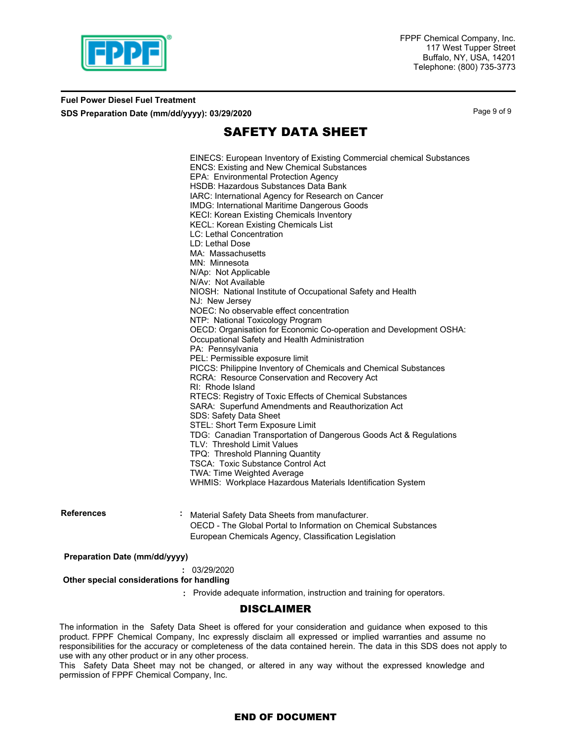## SAFETY DATA SHEET

EINECS: European Inventory of Existing Commercial chemical Substances
ENCS: Existing and New Chemical Substances
EPA: Environmental Protection Agency
HSDB: Hazardous Substances Data Bank
IARC: International Agency for Research on Cancer
IMDG: International Maritime Dangerous Goods
KECI: Korean Existing Chemicals Inventory
KECL: Korean Existing Chemicals List
LC: Lethal Concentration
LD: Lethal Dose
MA: Massachusetts
MN: Minnesota
N/Ap: Not Applicable
N/Av: Not Available
NIOSH: National Institute of Occupational Safety and Health
NJ: New Jersey
NOEC: No observable effect concentration
NTP: National Toxicology Program
OECD: Organisation for Economic Co-operation and Development OSHA: Occupational Safety and Health Administration
PA: Pennsylvania
PEL: Permissible exposure limit
PICCS: Philippine Inventory of Chemicals and Chemical Substances
RCRA: Resource Conservation and Recovery Act
RI: Rhode Island
RTECS: Registry of Toxic Effects of Chemical Substances
SARA: Superfund Amendments and Reauthorization Act
SDS: Safety Data Sheet
STEL: Short Term Exposure Limit
TDG: Canadian Transportation of Dangerous Goods Act & Regulations
TLV: Threshold Limit Values
TPQ: Threshold Planning Quantity
TSCA: Toxic Substance Control Act
TWA: Time Weighted Average
WHMIS: Workplace Hazardous Materials Identification System

**References** : Material Safety Data Sheets from manufacturer.
OECD - The Global Portal to Information on Chemical Substances
European Chemicals Agency, Classification Legislation

**Preparation Date (mm/dd/yyyy)** : 03/29/2020

**Other special considerations for handling** : Provide adequate information, instruction and training for operators.

## DISCLAIMER

The information in the Safety Data Sheet is offered for your consideration and guidance when exposed to this product. FPPF Chemical Company, Inc expressly disclaim all expressed or implied warranties and assume no responsibilities for the accuracy or completeness of the data contained herein. The data in this SDS does not apply to use with any other product or in any other process.
This Safety Data Sheet may not be changed, or altered in any way without the expressed knowledge and permission of FPPF Chemical Company, Inc.

**END OF DOCUMENT**